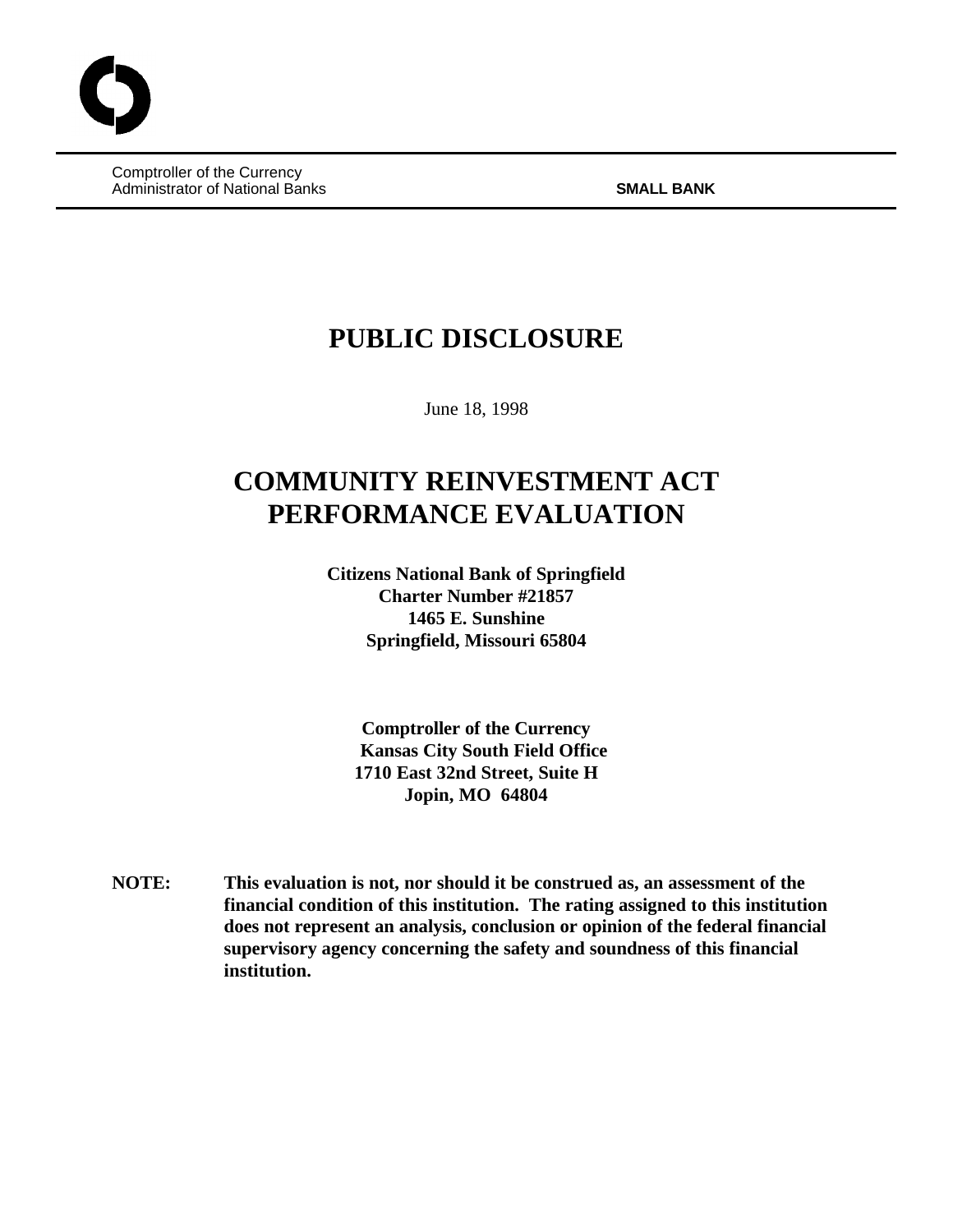Comptroller of the Currency
Administrator of National Banks

**SMALL BANK**

# PUBLIC DISCLOSURE

June 18, 1998

# COMMUNITY REINVESTMENT ACT PERFORMANCE EVALUATION

**Citizens National Bank of Springfield**
**Charter Number #21857**
**1465 E. Sunshine**
**Springfield, Missouri 65804**

**Comptroller of the Currency**
**Kansas City South Field Office**
**1710 East 32nd Street, Suite H**
**Jopin, MO 64804**

**NOTE:** **This evaluation is not, nor should it be construed as, an assessment of the financial condition of this institution. The rating assigned to this institution does not represent an analysis, conclusion or opinion of the federal financial supervisory agency concerning the safety and soundness of this financial institution.**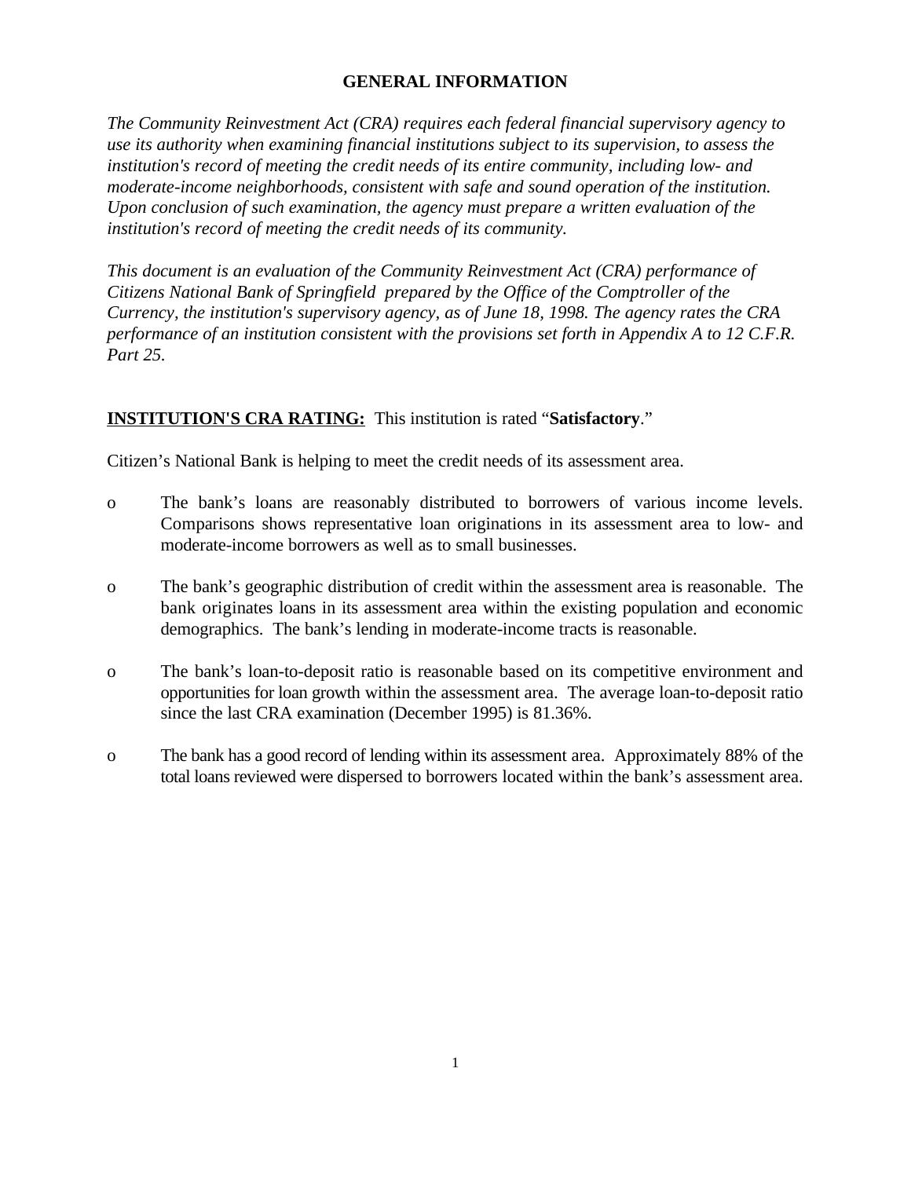## GENERAL INFORMATION

*The Community Reinvestment Act (CRA) requires each federal financial supervisory agency to use its authority when examining financial institutions subject to its supervision, to assess the institution's record of meeting the credit needs of its entire community, including low- and moderate-income neighborhoods, consistent with safe and sound operation of the institution. Upon conclusion of such examination, the agency must prepare a written evaluation of the institution's record of meeting the credit needs of its community.*

*This document is an evaluation of the Community Reinvestment Act (CRA) performance of Citizens National Bank of Springfield prepared by the Office of the Comptroller of the Currency, the institution's supervisory agency, as of June 18, 1998. The agency rates the CRA performance of an institution consistent with the provisions set forth in Appendix A to 12 C.F.R. Part 25.*

**INSTITUTION'S CRA RATING:** This institution is rated "**Satisfactory**."

Citizen's National Bank is helping to meet the credit needs of its assessment area.

- The bank's loans are reasonably distributed to borrowers of various income levels. Comparisons shows representative loan originations in its assessment area to low- and moderate-income borrowers as well as to small businesses.

- The bank's geographic distribution of credit within the assessment area is reasonable. The bank originates loans in its assessment area within the existing population and economic demographics. The bank's lending in moderate-income tracts is reasonable.

- The bank's loan-to-deposit ratio is reasonable based on its competitive environment and opportunities for loan growth within the assessment area. The average loan-to-deposit ratio since the last CRA examination (December 1995) is 81.36%.

- The bank has a good record of lending within its assessment area. Approximately 88% of the total loans reviewed were dispersed to borrowers located within the bank's assessment area.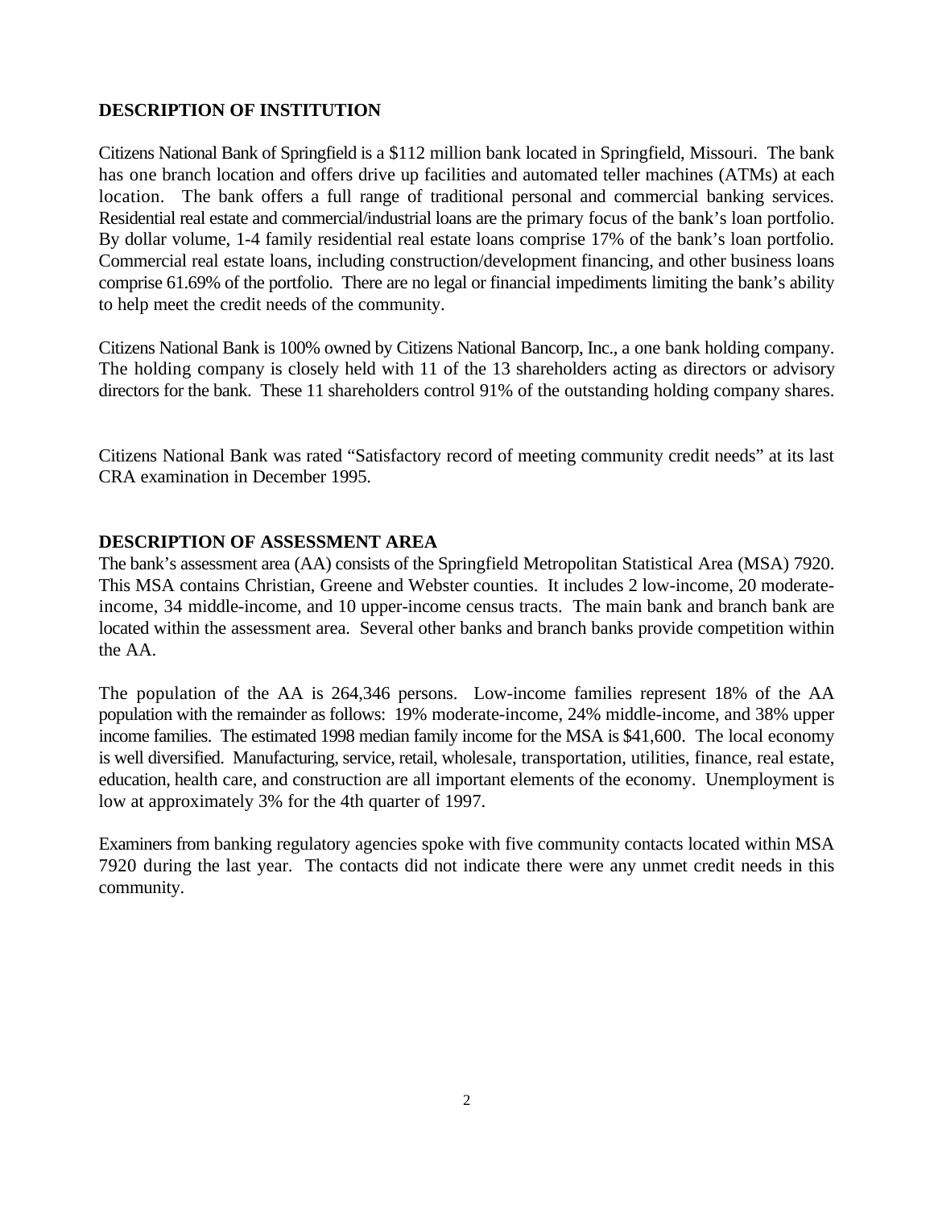## DESCRIPTION OF INSTITUTION

Citizens National Bank of Springfield is a $112 million bank located in Springfield, Missouri. The bank has one branch location and offers drive up facilities and automated teller machines (ATMs) at each location. The bank offers a full range of traditional personal and commercial banking services. Residential real estate and commercial/industrial loans are the primary focus of the bank's loan portfolio. By dollar volume, 1-4 family residential real estate loans comprise 17% of the bank's loan portfolio. Commercial real estate loans, including construction/development financing, and other business loans comprise 61.69% of the portfolio. There are no legal or financial impediments limiting the bank's ability to help meet the credit needs of the community.

Citizens National Bank is 100% owned by Citizens National Bancorp, Inc., a one bank holding company. The holding company is closely held with 11 of the 13 shareholders acting as directors or advisory directors for the bank. These 11 shareholders control 91% of the outstanding holding company shares.

Citizens National Bank was rated "Satisfactory record of meeting community credit needs" at its last CRA examination in December 1995.

## DESCRIPTION OF ASSESSMENT AREA

The bank's assessment area (AA) consists of the Springfield Metropolitan Statistical Area (MSA) 7920. This MSA contains Christian, Greene and Webster counties. It includes 2 low-income, 20 moderate-income, 34 middle-income, and 10 upper-income census tracts. The main bank and branch bank are located within the assessment area. Several other banks and branch banks provide competition within the AA.

The population of the AA is 264,346 persons. Low-income families represent 18% of the AA population with the remainder as follows: 19% moderate-income, 24% middle-income, and 38% upper income families. The estimated 1998 median family income for the MSA is $41,600. The local economy is well diversified. Manufacturing, service, retail, wholesale, transportation, utilities, finance, real estate, education, health care, and construction are all important elements of the economy. Unemployment is low at approximately 3% for the 4th quarter of 1997.

Examiners from banking regulatory agencies spoke with five community contacts located within MSA 7920 during the last year. The contacts did not indicate there were any unmet credit needs in this community.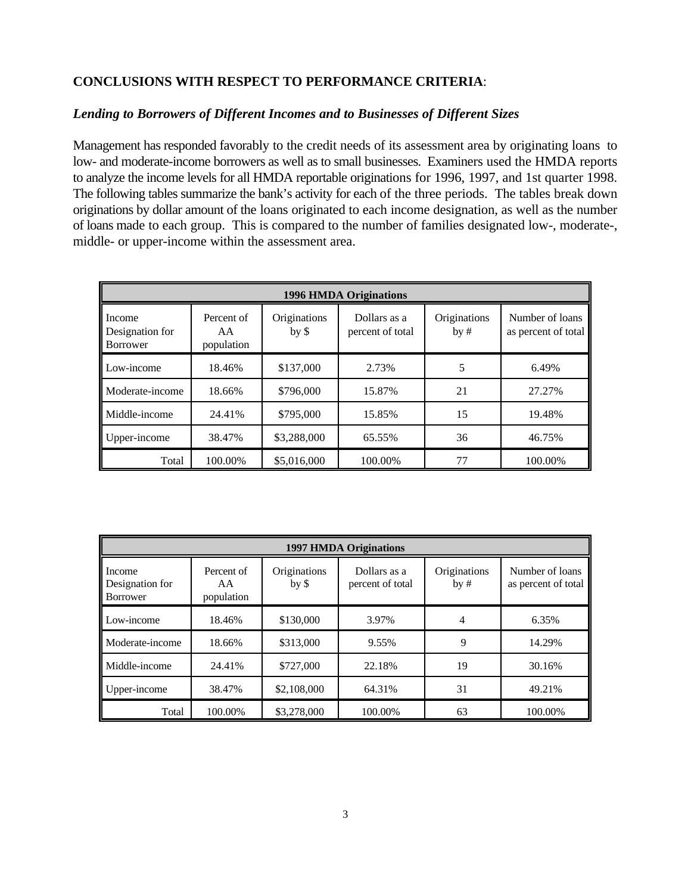**CONCLUSIONS WITH RESPECT TO PERFORMANCE CRITERIA**:

***Lending to Borrowers of Different Incomes and to Businesses of Different Sizes***

Management has responded favorably to the credit needs of its assessment area by originating loans to low- and moderate-income borrowers as well as to small businesses. Examiners used the HMDA reports to analyze the income levels for all HMDA reportable originations for 1996, 1997, and 1st quarter 1998. The following tables summarize the bank's activity for each of the three periods. The tables break down originations by dollar amount of the loans originated to each income designation, as well as the number of loans made to each group. This is compared to the number of families designated low-, moderate-, middle- or upper-income within the assessment area.

| **1996 HMDA Originations** | | | | | |
|---|---|---|---|---|---|
| Income Designation for Borrower | Percent of AA population | Originations by $ | Dollars as a percent of total | Originations by # | Number of loans as percent of total |
| Low-income | 18.46% | $137,000 | 2.73% | 5 | 6.49% |
| Moderate-income | 18.66% | $796,000 | 15.87% | 21 | 27.27% |
| Middle-income | 24.41% | $795,000 | 15.85% | 15 | 19.48% |
| Upper-income | 38.47% | $3,288,000 | 65.55% | 36 | 46.75% |
| Total | 100.00% | $5,016,000 | 100.00% | 77 | 100.00% |

| **1997 HMDA Originations** | | | | | |
|---|---|---|---|---|---|
| Income Designation for Borrower | Percent of AA population | Originations by $ | Dollars as a percent of total | Originations by # | Number of loans as percent of total |
| Low-income | 18.46% | $130,000 | 3.97% | 4 | 6.35% |
| Moderate-income | 18.66% | $313,000 | 9.55% | 9 | 14.29% |
| Middle-income | 24.41% | $727,000 | 22.18% | 19 | 30.16% |
| Upper-income | 38.47% | $2,108,000 | 64.31% | 31 | 49.21% |
| Total | 100.00% | $3,278,000 | 100.00% | 63 | 100.00% |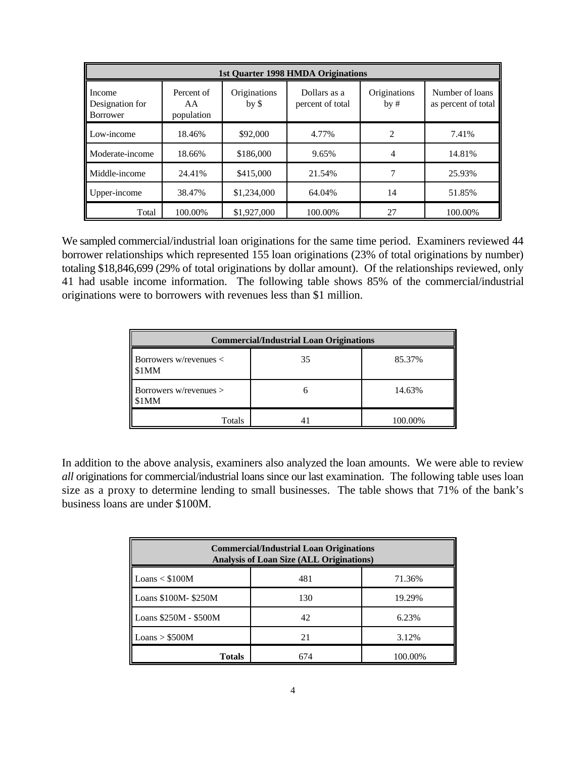| 1st Quarter 1998 HMDA Originations | | | | | |
|---|---|---|---|---|---|
| Income Designation for Borrower | Percent of AA population | Originations by $ | Dollars as a percent of total | Originations by # | Number of loans as percent of total |
| Low-income | 18.46% | $92,000 | 4.77% | 2 | 7.41% |
| Moderate-income | 18.66% | $186,000 | 9.65% | 4 | 14.81% |
| Middle-income | 24.41% | $415,000 | 21.54% | 7 | 25.93% |
| Upper-income | 38.47% | $1,234,000 | 64.04% | 14 | 51.85% |
| Total | 100.00% | $1,927,000 | 100.00% | 27 | 100.00% |

We sampled commercial/industrial loan originations for the same time period. Examiners reviewed 44 borrower relationships which represented 155 loan originations (23% of total originations by number) totaling $18,846,699 (29% of total originations by dollar amount). Of the relationships reviewed, only 41 had usable income information. The following table shows 85% of the commercial/industrial originations were to borrowers with revenues less than $1 million.

| Commercial/Industrial Loan Originations | | |
|---|---|---|
| Borrowers w/revenues < $1MM | 35 | 85.37% |
| Borrowers w/revenues > $1MM | 6 | 14.63% |
| Totals | 41 | 100.00% |

In addition to the above analysis, examiners also analyzed the loan amounts. We were able to review *all* originations for commercial/industrial loans since our last examination. The following table uses loan size as a proxy to determine lending to small businesses. The table shows that 71% of the bank's business loans are under $100M.

| Commercial/Industrial Loan Originations Analysis of Loan Size (ALL Originations) | | |
|---|---|---|
| Loans < $100M | 481 | 71.36% |
| Loans $100M- $250M | 130 | 19.29% |
| Loans $250M - $500M | 42 | 6.23% |
| Loans > $500M | 21 | 3.12% |
| **Totals** | 674 | 100.00% |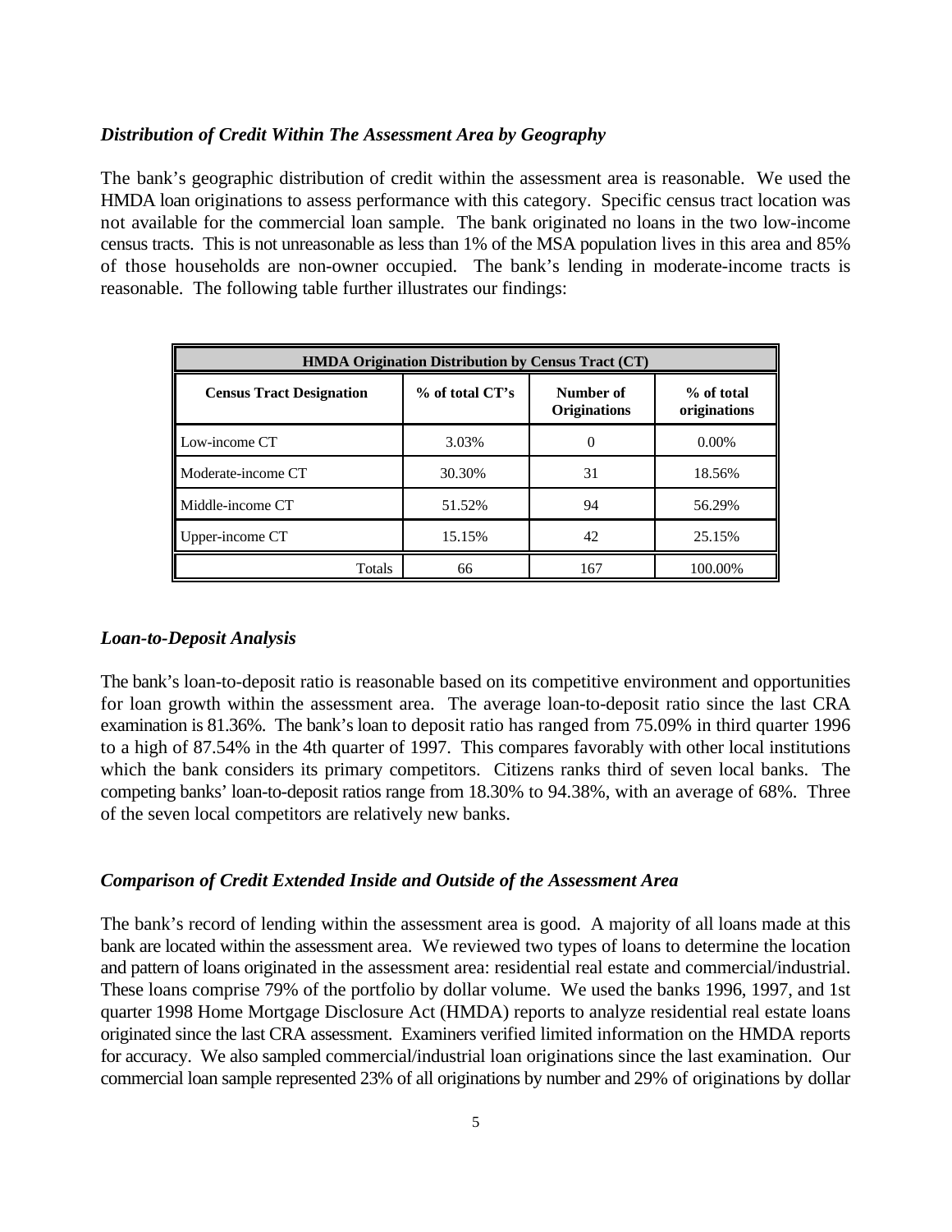### *Distribution of Credit Within The Assessment Area by Geography*

The bank's geographic distribution of credit within the assessment area is reasonable. We used the HMDA loan originations to assess performance with this category. Specific census tract location was not available for the commercial loan sample. The bank originated no loans in the two low-income census tracts. This is not unreasonable as less than 1% of the MSA population lives in this area and 85% of those households are non-owner occupied. The bank's lending in moderate-income tracts is reasonable. The following table further illustrates our findings:

| **HMDA Origination Distribution by Census Tract (CT)** | | | |
|---|---|---|---|
| **Census Tract Designation** | **% of total CT's** | **Number of Originations** | **% of total originations** |
| Low-income CT | 3.03% | 0 | 0.00% |
| Moderate-income CT | 30.30% | 31 | 18.56% |
| Middle-income CT | 51.52% | 94 | 56.29% |
| Upper-income CT | 15.15% | 42 | 25.15% |
| Totals | 66 | 167 | 100.00% |

### *Loan-to-Deposit Analysis*

The bank's loan-to-deposit ratio is reasonable based on its competitive environment and opportunities for loan growth within the assessment area. The average loan-to-deposit ratio since the last CRA examination is 81.36%. The bank's loan to deposit ratio has ranged from 75.09% in third quarter 1996 to a high of 87.54% in the 4th quarter of 1997. This compares favorably with other local institutions which the bank considers its primary competitors. Citizens ranks third of seven local banks. The competing banks' loan-to-deposit ratios range from 18.30% to 94.38%, with an average of 68%. Three of the seven local competitors are relatively new banks.

### *Comparison of Credit Extended Inside and Outside of the Assessment Area*

The bank's record of lending within the assessment area is good. A majority of all loans made at this bank are located within the assessment area. We reviewed two types of loans to determine the location and pattern of loans originated in the assessment area: residential real estate and commercial/industrial. These loans comprise 79% of the portfolio by dollar volume. We used the banks 1996, 1997, and 1st quarter 1998 Home Mortgage Disclosure Act (HMDA) reports to analyze residential real estate loans originated since the last CRA assessment. Examiners verified limited information on the HMDA reports for accuracy. We also sampled commercial/industrial loan originations since the last examination. Our commercial loan sample represented 23% of all originations by number and 29% of originations by dollar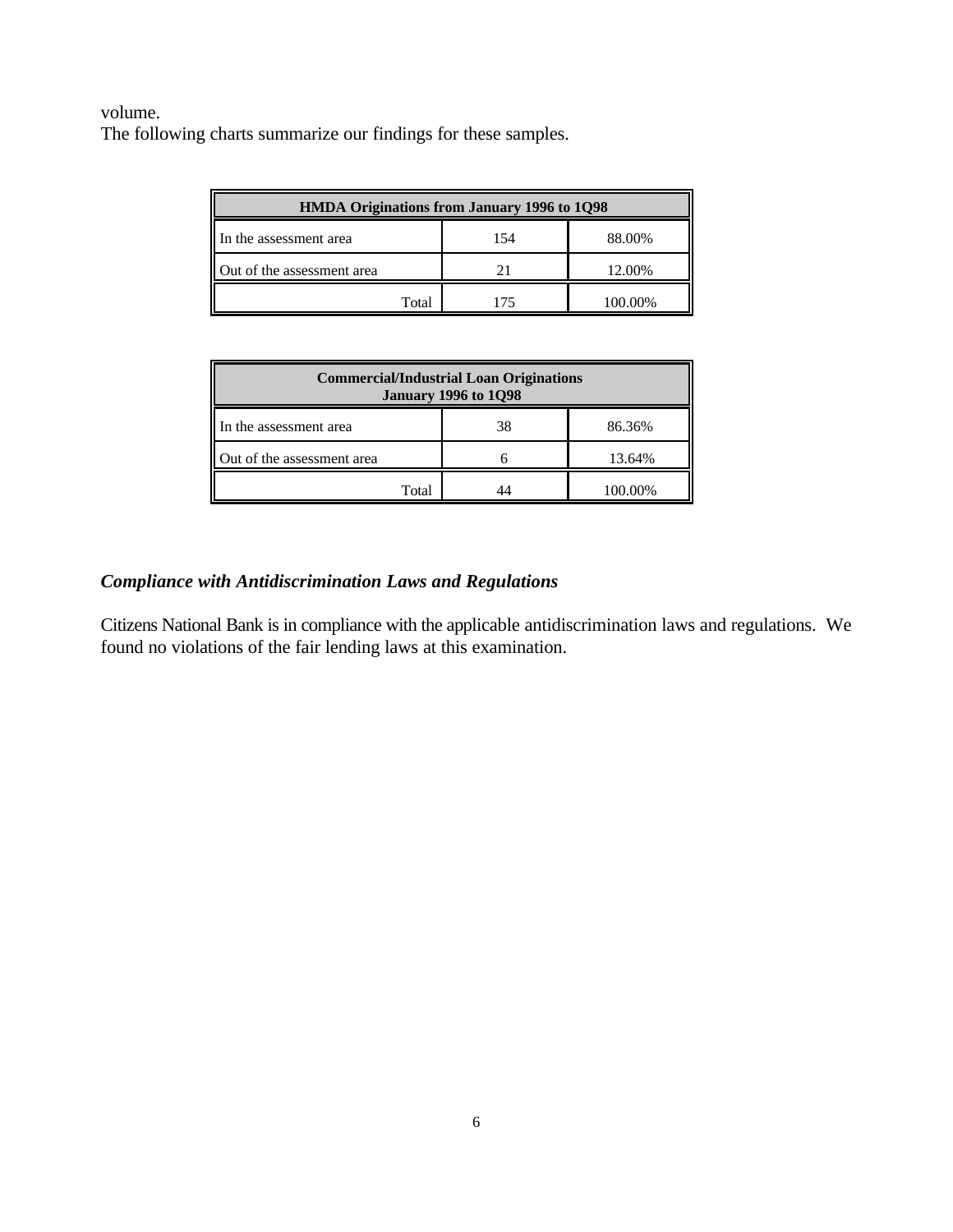volume.
The following charts summarize our findings for these samples.

| HMDA Originations from January 1996 to 1Q98 | | |
|---|---|---|
| In the assessment area | 154 | 88.00% |
| Out of the assessment area | 21 | 12.00% |
| Total | 175 | 100.00% |

| Commercial/Industrial Loan Originations January 1996 to 1Q98 | | |
|---|---|---|
| In the assessment area | 38 | 86.36% |
| Out of the assessment area | 6 | 13.64% |
| Total | 44 | 100.00% |

### *Compliance with Antidiscrimination Laws and Regulations*

Citizens National Bank is in compliance with the applicable antidiscrimination laws and regulations. We found no violations of the fair lending laws at this examination.